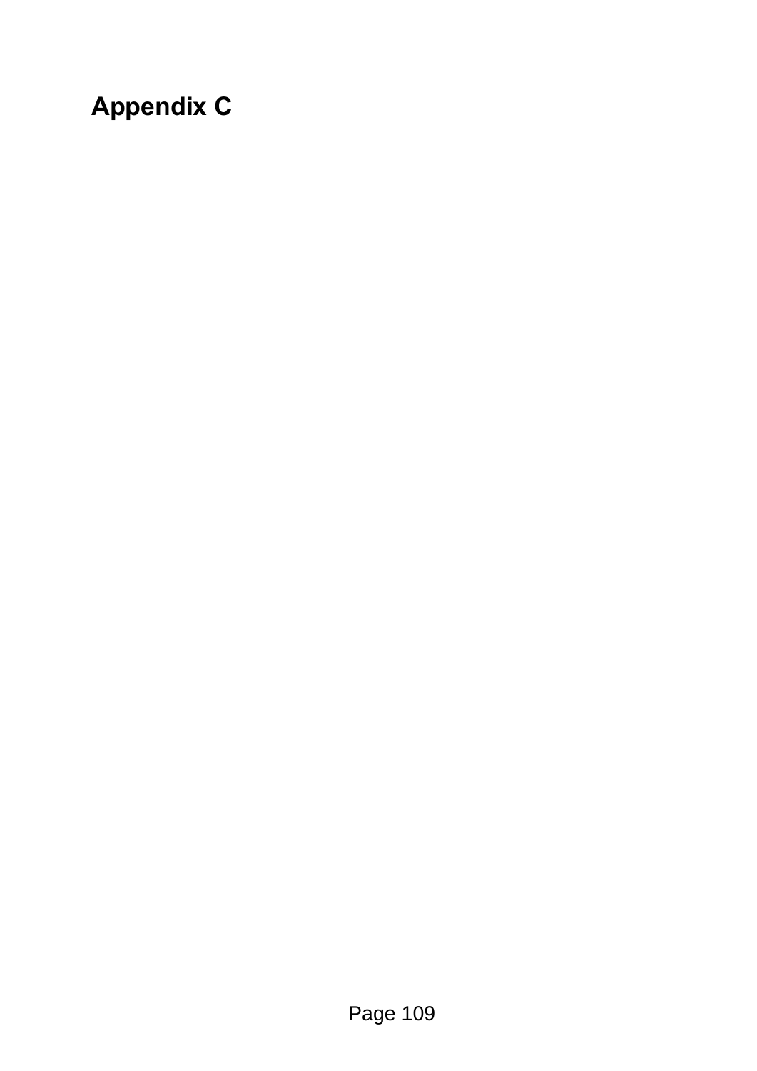# Appendix C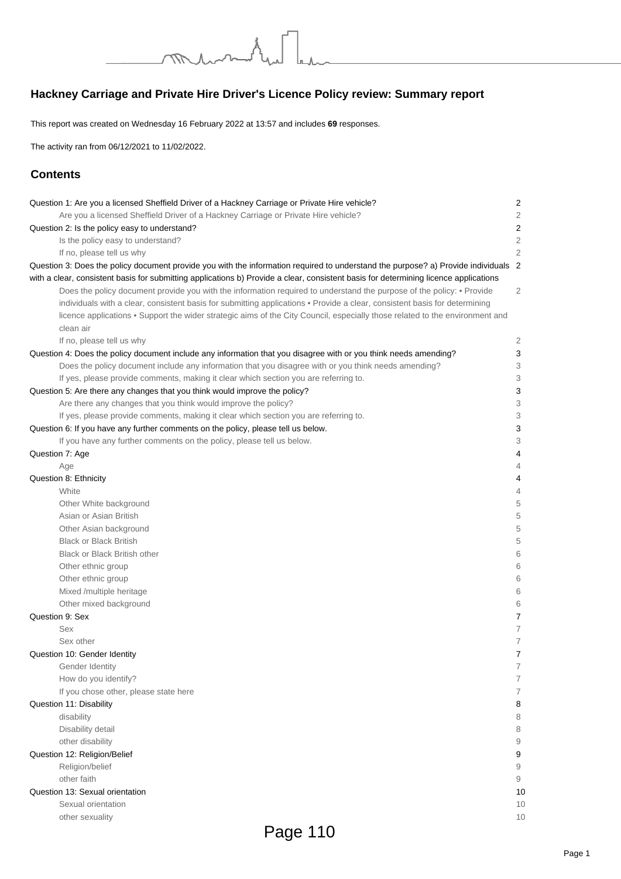## Hackney Carriage and Private Hire Driver's Licence Policy review: Summary report

This report was created on Wednesday 16 February 2022 at 13:57 and includes **69** responses.

The activity ran from 06/12/2021 to 11/02/2022.

### Contents

| | |
|---|---|
| Question 1: Are you a licensed Sheffield Driver of a Hackney Carriage or Private Hire vehicle? | 2 |
| Are you a licensed Sheffield Driver of a Hackney Carriage or Private Hire vehicle? | 2 |
| Question 2: Is the policy easy to understand? | 2 |
| Is the policy easy to understand? | 2 |
| If no, please tell us why | 2 |
| Question 3: Does the policy document provide you with the information required to understand the purpose? a) Provide individuals with a clear, consistent basis for submitting applications b) Provide a clear, consistent basis for determining licence applications | 2 |
| Does the policy document provide you with the information required to understand the purpose of the policy: • Provide individuals with a clear, consistent basis for submitting applications • Provide a clear, consistent basis for determining licence applications • Support the wider strategic aims of the City Council, especially those related to the environment and clean air | 2 |
| If no, please tell us why | 2 |
| Question 4: Does the policy document include any information that you disagree with or you think needs amending? | 3 |
| Does the policy document include any information that you disagree with or you think needs amending? | 3 |
| If yes, please provide comments, making it clear which section you are referring to. | 3 |
| Question 5: Are there any changes that you think would improve the policy? | 3 |
| Are there any changes that you think would improve the policy? | 3 |
| If yes, please provide comments, making it clear which section you are referring to. | 3 |
| Question 6: If you have any further comments on the policy, please tell us below. | 3 |
| If you have any further comments on the policy, please tell us below. | 3 |
| Question 7: Age | 4 |
| Age | 4 |
| Question 8: Ethnicity | 4 |
| White | 4 |
| Other White background | 5 |
| Asian or Asian British | 5 |
| Other Asian background | 5 |
| Black or Black British | 5 |
| Black or Black British other | 6 |
| Other ethnic group | 6 |
| Other ethnic group | 6 |
| Mixed /multiple heritage | 6 |
| Other mixed background | 6 |
| Question 9: Sex | 7 |
| Sex | 7 |
| Sex other | 7 |
| Question 10: Gender Identity | 7 |
| Gender Identity | 7 |
| How do you identify? | 7 |
| If you chose other, please state here | 7 |
| Question 11: Disability | 8 |
| disability | 8 |
| Disability detail | 8 |
| other disability | 9 |
| Question 12: Religion/Belief | 9 |
| Religion/belief | 9 |
| other faith | 9 |
| Question 13: Sexual orientation | 10 |
| Sexual orientation | 10 |
| other sexuality | 10 |

Page 110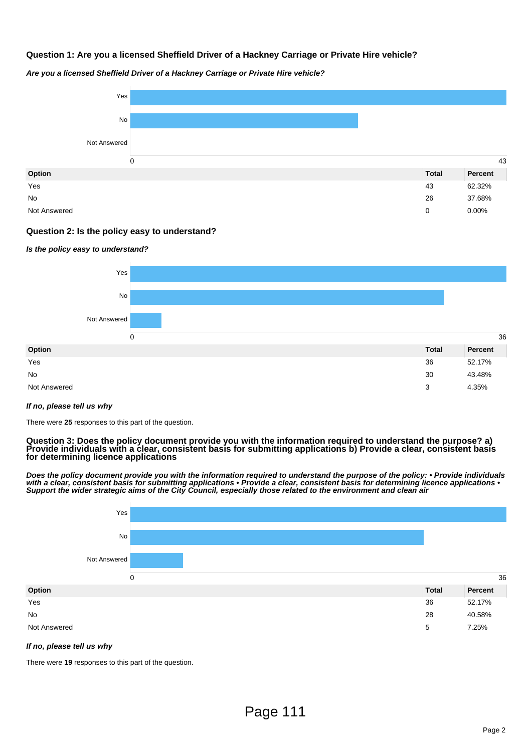### Question 1: Are you a licensed Sheffield Driver of a Hackney Carriage or Private Hire vehicle?

***Are you a licensed Sheffield Driver of a Hackney Carriage or Private Hire vehicle?***

| Option | Total | Percent |
|---|---|---|
| Yes | 43 | 62.32% |
| No | 26 | 37.68% |
| Not Answered | 0 | 0.00% |

### Question 2: Is the policy easy to understand?

***Is the policy easy to understand?***

| Option | Total | Percent |
|---|---|---|
| Yes | 36 | 52.17% |
| No | 30 | 43.48% |
| Not Answered | 3 | 4.35% |

***If no, please tell us why***

There were **25** responses to this part of the question.

### Question 3: Does the policy document provide you with the information required to understand the purpose? a) Provide individuals with a clear, consistent basis for submitting applications b) Provide a clear, consistent basis for determining licence applications

***Does the policy document provide you with the information required to understand the purpose of the policy: • Provide individuals with a clear, consistent basis for submitting applications • Provide a clear, consistent basis for determining licence applications • Support the wider strategic aims of the City Council, especially those related to the environment and clean air***

| Option | Total | Percent |
|---|---|---|
| Yes | 36 | 52.17% |
| No | 28 | 40.58% |
| Not Answered | 5 | 7.25% |

***If no, please tell us why***

There were **19** responses to this part of the question.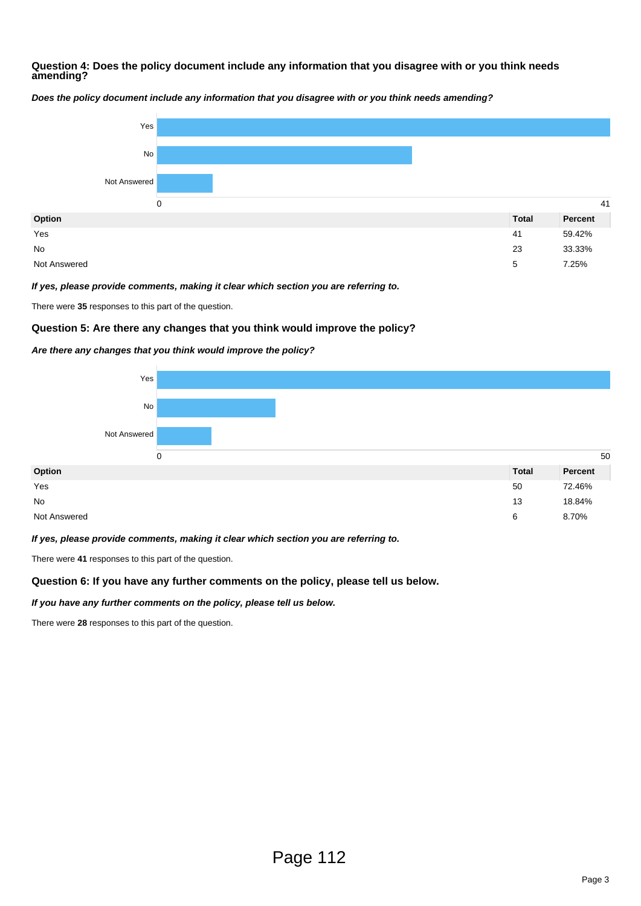### Question 4: Does the policy document include any information that you disagree with or you think needs amending?

***Does the policy document include any information that you disagree with or you think needs amending?***

| Option | Total | Percent |
|---|---|---|
| Yes | 41 | 59.42% |
| No | 23 | 33.33% |
| Not Answered | 5 | 7.25% |

***If yes, please provide comments, making it clear which section you are referring to.***

There were **35** responses to this part of the question.

### Question 5: Are there any changes that you think would improve the policy?

***Are there any changes that you think would improve the policy?***

| Option | Total | Percent |
|---|---|---|
| Yes | 50 | 72.46% |
| No | 13 | 18.84% |
| Not Answered | 6 | 8.70% |

***If yes, please provide comments, making it clear which section you are referring to.***

There were **41** responses to this part of the question.

### Question 6: If you have any further comments on the policy, please tell us below.

***If you have any further comments on the policy, please tell us below.***

There were **28** responses to this part of the question.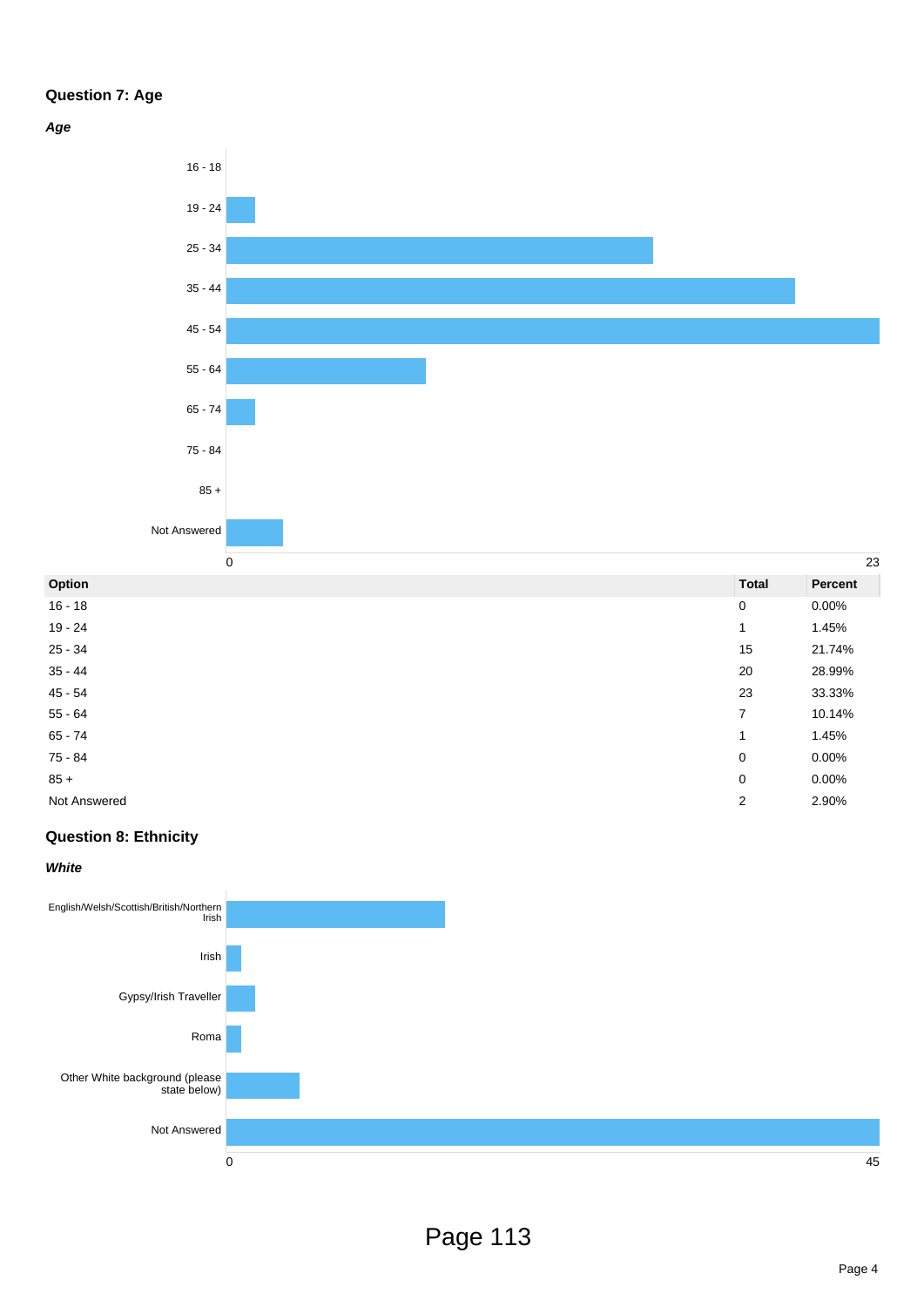## Question 7: Age

***Age***

| Option | Total | Percent |
| --- | --- | --- |
| 16 - 18 | 0 | 0.00% |
| 19 - 24 | 1 | 1.45% |
| 25 - 34 | 15 | 21.74% |
| 35 - 44 | 20 | 28.99% |
| 45 - 54 | 23 | 33.33% |
| 55 - 64 | 7 | 10.14% |
| 65 - 74 | 1 | 1.45% |
| 75 - 84 | 0 | 0.00% |
| 85 + | 0 | 0.00% |
| Not Answered | 2 | 2.90% |

## Question 8: Ethnicity

***White***

English/Welsh/Scottish/British/Northern Irish

Irish

Gypsy/Irish Traveller

Roma

Other White background (please state below)

Not Answered

0 45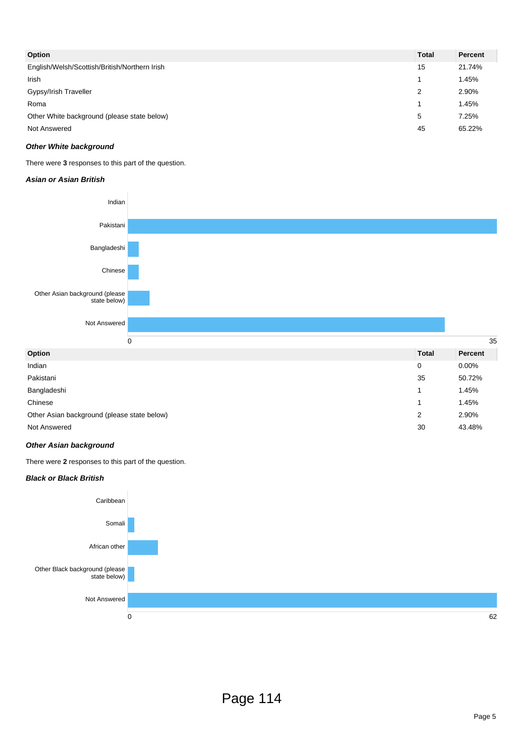| Option | Total | Percent |
|---|---|---|
| English/Welsh/Scottish/British/Northern Irish | 15 | 21.74% |
| Irish | 1 | 1.45% |
| Gypsy/Irish Traveller | 2 | 2.90% |
| Roma | 1 | 1.45% |
| Other White background (please state below) | 5 | 7.25% |
| Not Answered | 45 | 65.22% |

***Other White background***

There were **3** responses to this part of the question.

***Asian or Asian British***

| Option | Total | Percent |
|---|---|---|
| Indian | 0 | 0.00% |
| Pakistani | 35 | 50.72% |
| Bangladeshi | 1 | 1.45% |
| Chinese | 1 | 1.45% |
| Other Asian background (please state below) | 2 | 2.90% |
| Not Answered | 30 | 43.48% |

***Other Asian background***

There were **2** responses to this part of the question.

***Black or Black British***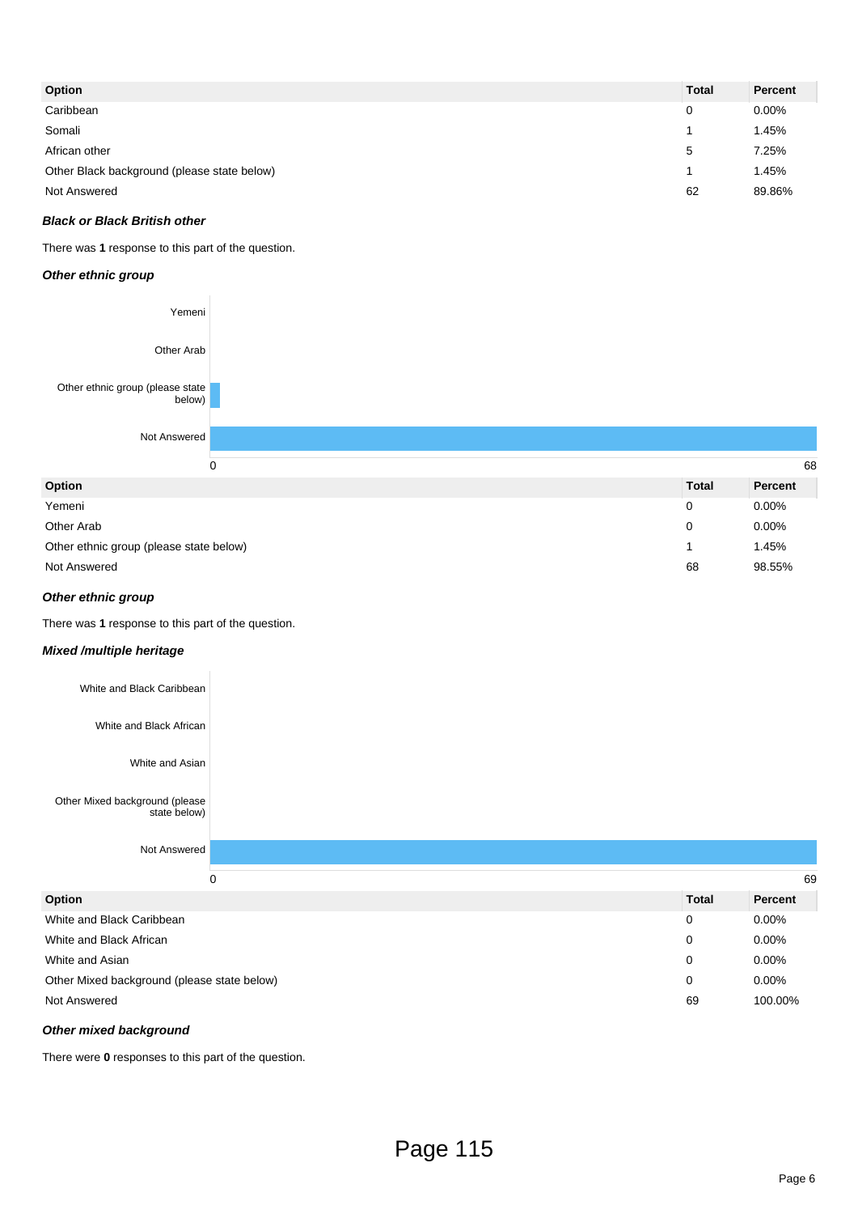| Option | Total | Percent |
|---|---|---|
| Caribbean | 0 | 0.00% |
| Somali | 1 | 1.45% |
| African other | 5 | 7.25% |
| Other Black background (please state below) | 1 | 1.45% |
| Not Answered | 62 | 89.86% |

***Black or Black British other***

There was **1** response to this part of the question.

***Other ethnic group***

| Option | Total | Percent |
|---|---|---|
| Yemeni | 0 | 0.00% |
| Other Arab | 0 | 0.00% |
| Other ethnic group (please state below) | 1 | 1.45% |
| Not Answered | 68 | 98.55% |

***Other ethnic group***

There was **1** response to this part of the question.

***Mixed /multiple heritage***

| Option | Total | Percent |
|---|---|---|
| White and Black Caribbean | 0 | 0.00% |
| White and Black African | 0 | 0.00% |
| White and Asian | 0 | 0.00% |
| Other Mixed background (please state below) | 0 | 0.00% |
| Not Answered | 69 | 100.00% |

***Other mixed background***

There were **0** responses to this part of the question.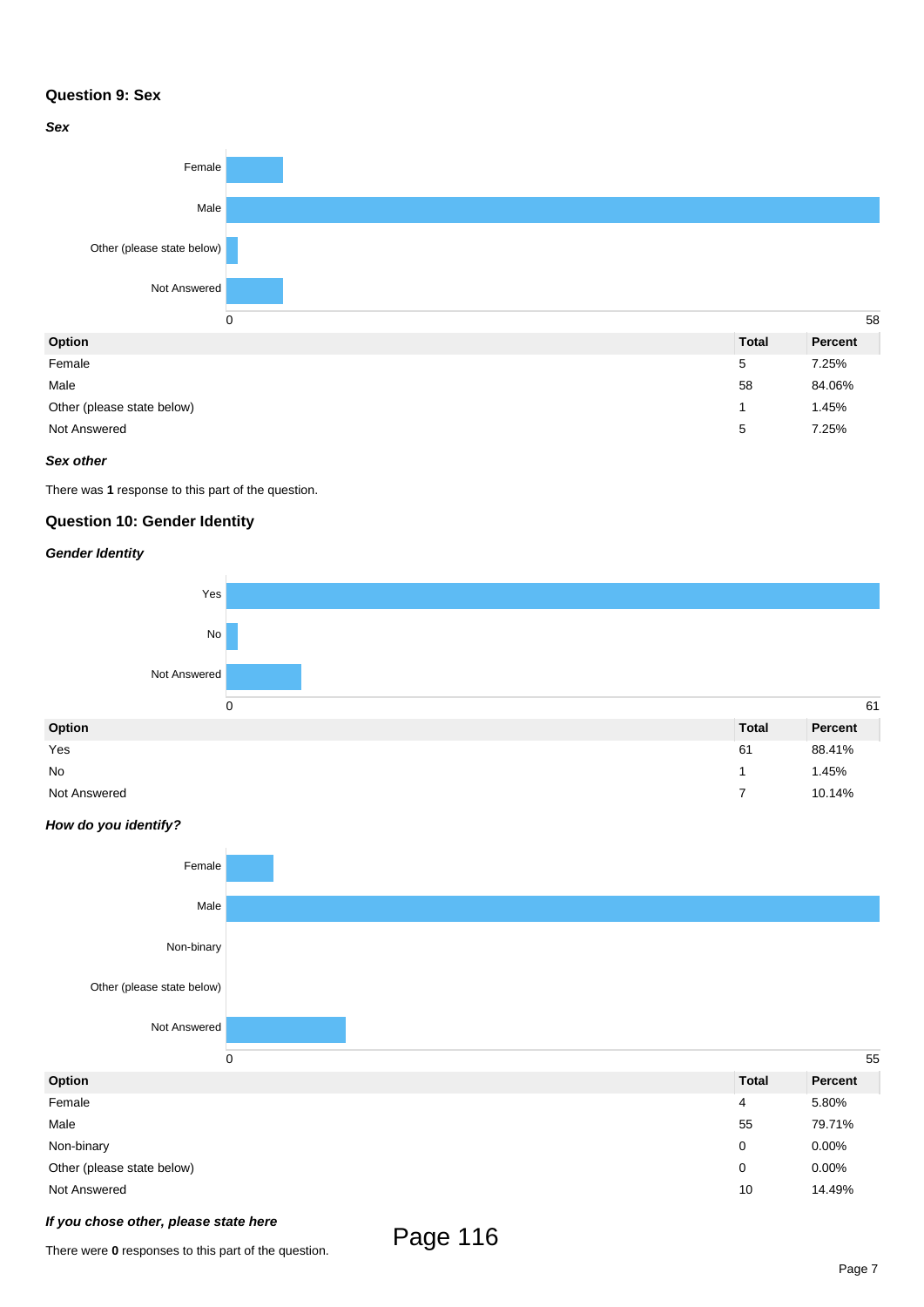### Question 9: Sex

***Sex***

| Option | Total | Percent |
|---|---|---|
| Female | 5 | 7.25% |
| Male | 58 | 84.06% |
| Other (please state below) | 1 | 1.45% |
| Not Answered | 5 | 7.25% |

***Sex other***

There was **1** response to this part of the question.

### Question 10: Gender Identity

***Gender Identity***

| Option | Total | Percent |
|---|---|---|
| Yes | 61 | 88.41% |
| No | 1 | 1.45% |
| Not Answered | 7 | 10.14% |

***How do you identify?***

| Option | Total | Percent |
|---|---|---|
| Female | 4 | 5.80% |
| Male | 55 | 79.71% |
| Non-binary | 0 | 0.00% |
| Other (please state below) | 0 | 0.00% |
| Not Answered | 10 | 14.49% |

***If you chose other, please state here***

There were **0** responses to this part of the question.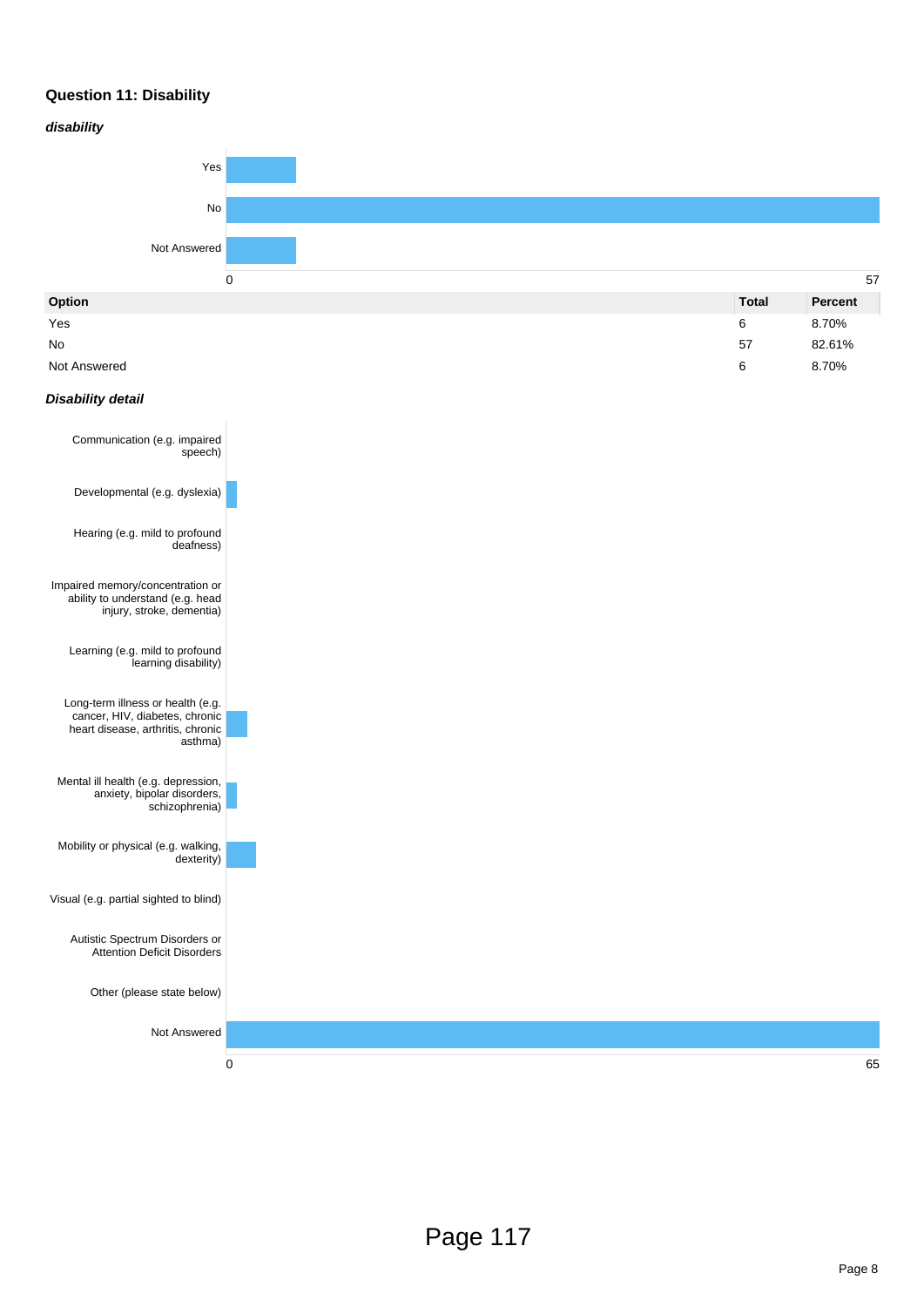## Question 11: Disability

***disability***

| Option | Total | Percent |
|---|---|---|
| Yes | 6 | 8.70% |
| No | 57 | 82.61% |
| Not Answered | 6 | 8.70% |

***Disability detail***

- Communication (e.g. impaired speech)
- Developmental (e.g. dyslexia)
- Hearing (e.g. mild to profound deafness)
- Impaired memory/concentration or ability to understand (e.g. head injury, stroke, dementia)
- Learning (e.g. mild to profound learning disability)
- Long-term illness or health (e.g. cancer, HIV, diabetes, chronic heart disease, arthritis, chronic asthma)
- Mental ill health (e.g. depression, anxiety, bipolar disorders, schizophrenia)
- Mobility or physical (e.g. walking, dexterity)
- Visual (e.g. partial sighted to blind)
- Autistic Spectrum Disorders or Attention Deficit Disorders
- Other (please state below)
- Not Answered

0 — 65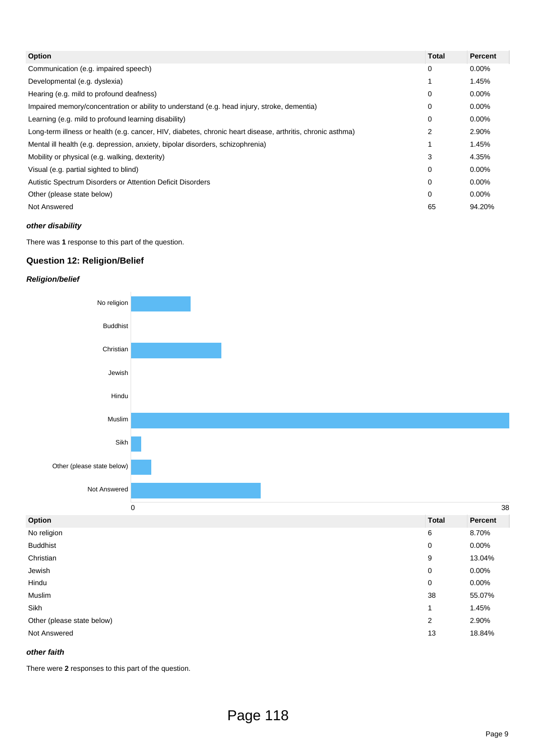| Option | Total | Percent |
|---|---|---|
| Communication (e.g. impaired speech) | 0 | 0.00% |
| Developmental (e.g. dyslexia) | 1 | 1.45% |
| Hearing (e.g. mild to profound deafness) | 0 | 0.00% |
| Impaired memory/concentration or ability to understand (e.g. head injury, stroke, dementia) | 0 | 0.00% |
| Learning (e.g. mild to profound learning disability) | 0 | 0.00% |
| Long-term illness or health (e.g. cancer, HIV, diabetes, chronic heart disease, arthritis, chronic asthma) | 2 | 2.90% |
| Mental ill health (e.g. depression, anxiety, bipolar disorders, schizophrenia) | 1 | 1.45% |
| Mobility or physical (e.g. walking, dexterity) | 3 | 4.35% |
| Visual (e.g. partial sighted to blind) | 0 | 0.00% |
| Autistic Spectrum Disorders or Attention Deficit Disorders | 0 | 0.00% |
| Other (please state below) | 0 | 0.00% |
| Not Answered | 65 | 94.20% |

***other disability***

There was **1** response to this part of the question.

### Question 12: Religion/Belief

***Religion/belief***

| Option | Total | Percent |
|---|---|---|
| No religion | 6 | 8.70% |
| Buddhist | 0 | 0.00% |
| Christian | 9 | 13.04% |
| Jewish | 0 | 0.00% |
| Hindu | 0 | 0.00% |
| Muslim | 38 | 55.07% |
| Sikh | 1 | 1.45% |
| Other (please state below) | 2 | 2.90% |
| Not Answered | 13 | 18.84% |

***other faith***

There were **2** responses to this part of the question.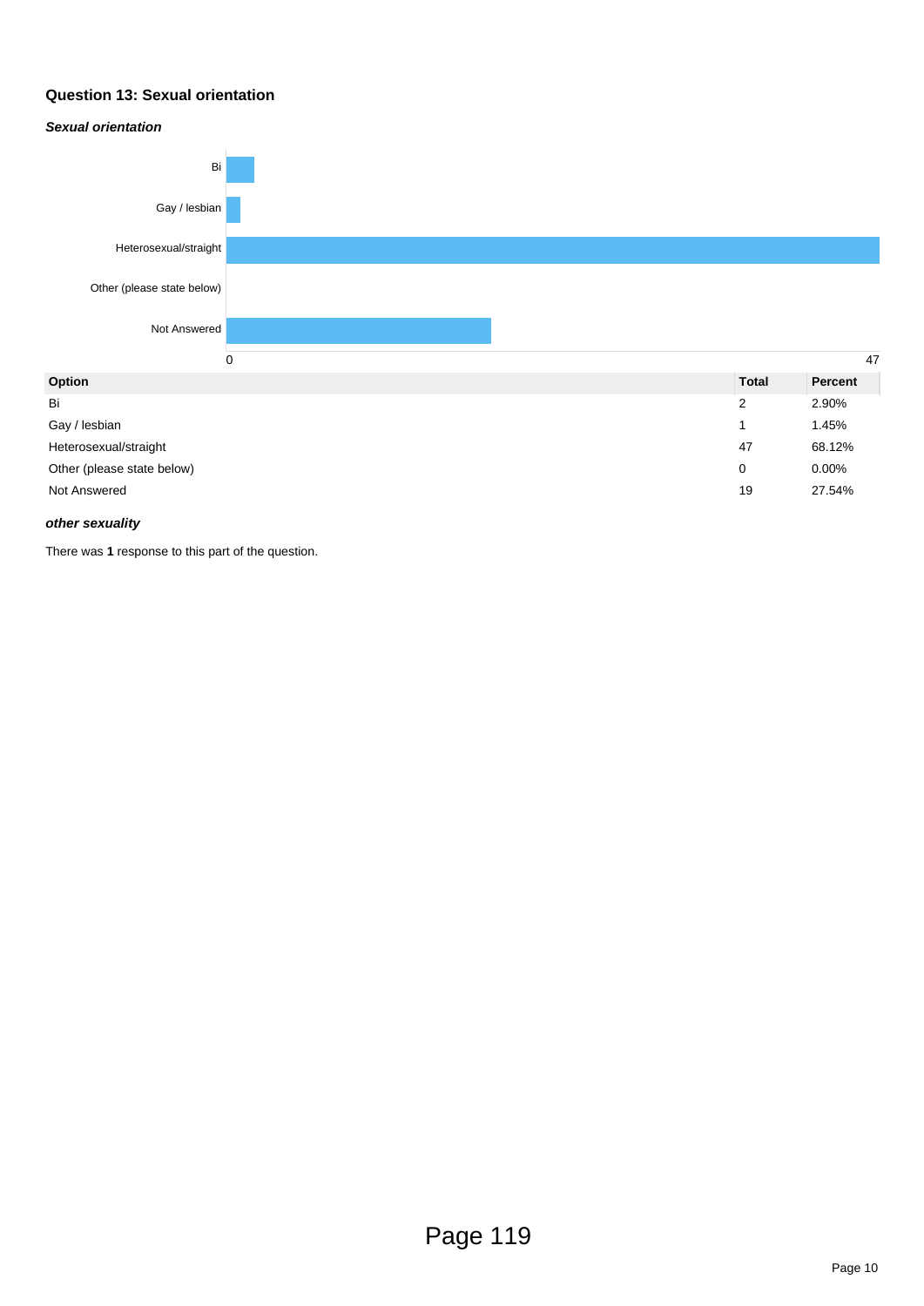## Question 13: Sexual orientation

***Sexual orientation***

| Option | Total | Percent |
|---|---|---|
| Bi | 2 | 2.90% |
| Gay / lesbian | 1 | 1.45% |
| Heterosexual/straight | 47 | 68.12% |
| Other (please state below) | 0 | 0.00% |
| Not Answered | 19 | 27.54% |

***other sexuality***

There was **1** response to this part of the question.